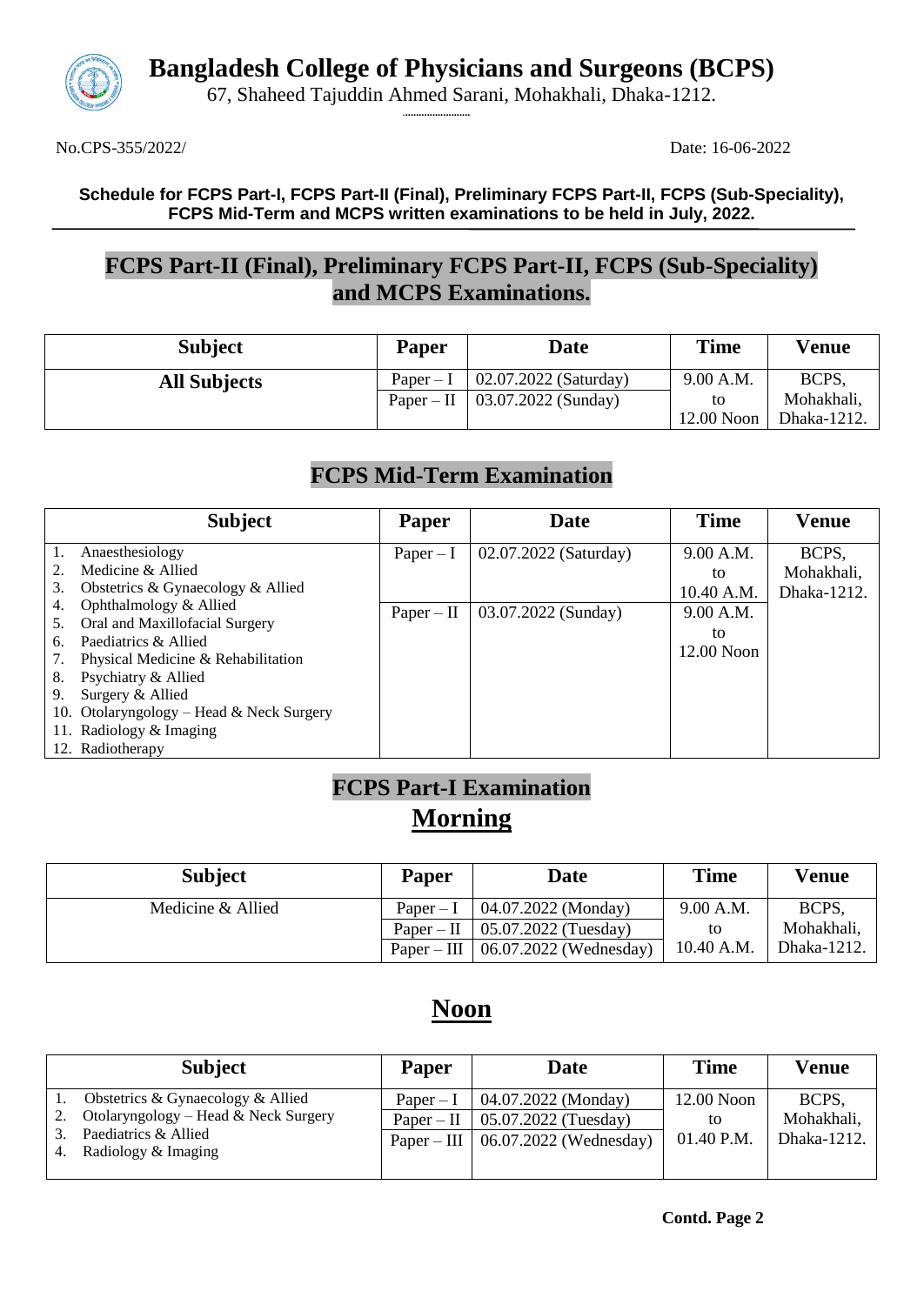# Bangladesh College of Physicians and Surgeons (BCPS)

67, Shaheed Tajuddin Ahmed Sarani, Mohakhali, Dhaka-1212.

No.CPS-355/2022/ Date: 16-06-2022

**Schedule for FCPS Part-I, FCPS Part-II (Final), Preliminary FCPS Part-II, FCPS (Sub-Speciality), FCPS Mid-Term and MCPS written examinations to be held in July, 2022.**

## FCPS Part-II (Final), Preliminary FCPS Part-II, FCPS (Sub-Speciality) and MCPS Examinations.

| Subject | Paper | Date | Time | Venue |
|---|---|---|---|---|
| **All Subjects** | Paper – I<br>Paper – II | 02.07.2022 (Saturday)<br>03.07.2022 (Sunday) | 9.00 A.M. to 12.00 Noon | BCPS, Mohakhali, Dhaka-1212. |

## FCPS Mid-Term Examination

| Subject | Paper | Date | Time | Venue |
|---|---|---|---|---|
| 1. Anaesthesiology<br>2. Medicine & Allied<br>3. Obstetrics & Gynaecology & Allied<br>4. Ophthalmology & Allied<br>5. Oral and Maxillofacial Surgery<br>6. Paediatrics & Allied<br>7. Physical Medicine & Rehabilitation<br>8. Psychiatry & Allied<br>9. Surgery & Allied<br>10. Otolaryngology – Head & Neck Surgery<br>11. Radiology & Imaging<br>12. Radiotherapy | Paper – I | 02.07.2022 (Saturday) | 9.00 A.M. to 10.40 A.M. | BCPS, Mohakhali, Dhaka-1212. |
| | Paper – II | 03.07.2022 (Sunday) | 9.00 A.M. to 12.00 Noon | |

## FCPS Part-I Examination

### Morning

| Subject | Paper | Date | Time | Venue |
|---|---|---|---|---|
| Medicine & Allied | Paper – I<br>Paper – II<br>Paper – III | 04.07.2022 (Monday)<br>05.07.2022 (Tuesday)<br>06.07.2022 (Wednesday) | 9.00 A.M. to 10.40 A.M. | BCPS, Mohakhali, Dhaka-1212. |

### Noon

| Subject | Paper | Date | Time | Venue |
|---|---|---|---|---|
| 1. Obstetrics & Gynaecology & Allied<br>2. Otolaryngology – Head & Neck Surgery<br>3. Paediatrics & Allied<br>4. Radiology & Imaging | Paper – I<br>Paper – II<br>Paper – III | 04.07.2022 (Monday)<br>05.07.2022 (Tuesday)<br>06.07.2022 (Wednesday) | 12.00 Noon to 01.40 P.M. | BCPS, Mohakhali, Dhaka-1212. |

**Contd. Page 2**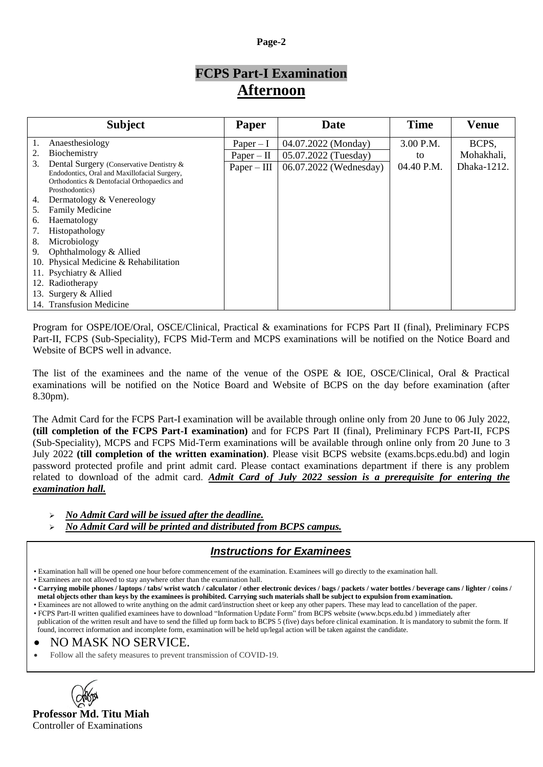# FCPS Part-I Examination

## Afternoon

| Subject | Paper | Date | Time | Venue |
|---|---|---|---|---|
| 1. Anaesthesiology<br>2. Biochemistry<br>3. Dental Surgery (Conservative Dentistry & Endodontics, Oral and Maxillofacial Surgery, Orthodontics & Dentofacial Orthopaedics and Prosthodontics)<br>4. Dermatology & Venereology<br>5. Family Medicine<br>6. Haematology<br>7. Histopathology<br>8. Microbiology<br>9. Ophthalmology & Allied<br>10. Physical Medicine & Rehabilitation<br>11. Psychiatry & Allied<br>12. Radiotherapy<br>13. Surgery & Allied<br>14. Transfusion Medicine | Paper – I<br>Paper – II<br>Paper – III | 04.07.2022 (Monday)<br>05.07.2022 (Tuesday)<br>06.07.2022 (Wednesday) | 3.00 P.M. to 04.40 P.M. | BCPS, Mohakhali, Dhaka-1212. |

Program for OSPE/IOE/Oral, OSCE/Clinical, Practical & examinations for FCPS Part II (final), Preliminary FCPS Part-II, FCPS (Sub-Speciality), FCPS Mid-Term and MCPS examinations will be notified on the Notice Board and Website of BCPS well in advance.

The list of the examinees and the name of the venue of the OSPE & IOE, OSCE/Clinical, Oral & Practical examinations will be notified on the Notice Board and Website of BCPS on the day before examination (after 8.30pm).

The Admit Card for the FCPS Part-I examination will be available through online only from 20 June to 06 July 2022, **(till completion of the FCPS Part-I examination)** and for FCPS Part II (final), Preliminary FCPS Part-II, FCPS (Sub-Speciality), MCPS and FCPS Mid-Term examinations will be available through online only from 20 June to 3 July 2022 **(till completion of the written examination)**. Please visit BCPS website (exams.bcps.edu.bd) and login password protected profile and print admit card. Please contact examinations department if there is any problem related to download of the admit card. ***Admit Card of July 2022 session is a prerequisite for entering the examination hall.***

- ***No Admit Card will be issued after the deadline.***
- ***No Admit Card will be printed and distributed from BCPS campus.***

### *Instructions for Examinees*

- Examination hall will be opened one hour before commencement of the examination. Examinees will go directly to the examination hall.
- Examinees are not allowed to stay anywhere other than the examination hall.
- **Carrying mobile phones / laptops / tabs/ wrist watch / calculator / other electronic devices / bags / packets / water bottles / beverage cans / lighter / coins / metal objects other than keys by the examinees is prohibited. Carrying such materials shall be subject to expulsion from examination.**
- Examinees are not allowed to write anything on the admit card/instruction sheet or keep any other papers. These may lead to cancellation of the paper.
- FCPS Part-II written qualified examinees have to download "Information Update Form" from BCPS website (www.bcps.edu.bd ) immediately after publication of the written result and have to send the filled up form back to BCPS 5 (five) days before clinical examination. It is mandatory to submit the form. If found, incorrect information and incomplete form, examination will be held up/legal action will be taken against the candidate.

- NO MASK NO SERVICE.
- Follow all the safety measures to prevent transmission of COVID-19.

**Professor Md. Titu Miah**
Controller of Examinations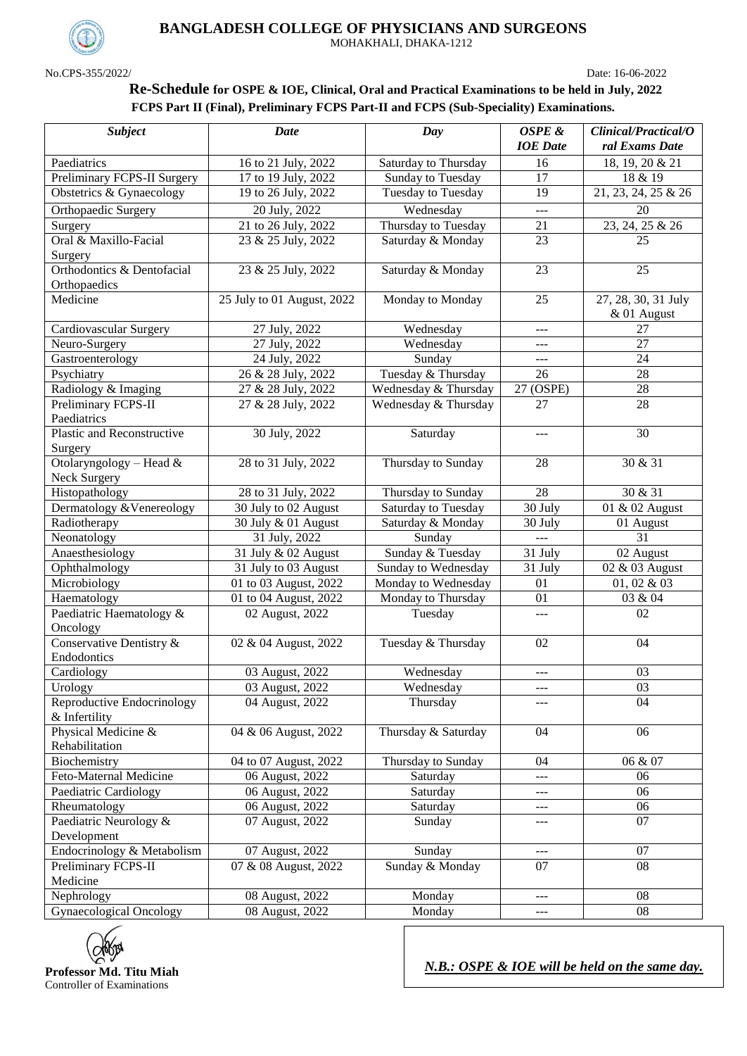# BANGLADESH COLLEGE OF PHYSICIANS AND SURGEONS

MOHAKHALI, DHAKA-1212

No.CPS-355/2022/ Date: 16-06-2022

## Re-Schedule for OSPE & IOE, Clinical, Oral and Practical Examinations to be held in July, 2022

### FCPS Part II (Final), Preliminary FCPS Part-II and FCPS (Sub-Speciality) Examinations.

| *Subject* | *Date* | *Day* | *OSPE & IOE Date* | *Clinical/Practical/Oral Exams Date* |
|---|---|---|---|---|
| Paediatrics | 16 to 21 July, 2022 | Saturday to Thursday | 16 | 18, 19, 20 & 21 |
| Preliminary FCPS-II Surgery | 17 to 19 July, 2022 | Sunday to Tuesday | 17 | 18 & 19 |
| Obstetrics & Gynaecology | 19 to 26 July, 2022 | Tuesday to Tuesday | 19 | 21, 23, 24, 25 & 26 |
| Orthopaedic Surgery | 20 July, 2022 | Wednesday | --- | 20 |
| Surgery | 21 to 26 July, 2022 | Thursday to Tuesday | 21 | 23, 24, 25 & 26 |
| Oral & Maxillo-Facial Surgery | 23 & 25 July, 2022 | Saturday & Monday | 23 | 25 |
| Orthodontics & Dentofacial Orthopaedics | 23 & 25 July, 2022 | Saturday & Monday | 23 | 25 |
| Medicine | 25 July to 01 August, 2022 | Monday to Monday | 25 | 27, 28, 30, 31 July & 01 August |
| Cardiovascular Surgery | 27 July, 2022 | Wednesday | --- | 27 |
| Neuro-Surgery | 27 July, 2022 | Wednesday | --- | 27 |
| Gastroenterology | 24 July, 2022 | Sunday | --- | 24 |
| Psychiatry | 26 & 28 July, 2022 | Tuesday & Thursday | 26 | 28 |
| Radiology & Imaging | 27 & 28 July, 2022 | Wednesday & Thursday | 27 (OSPE) | 28 |
| Preliminary FCPS-II Paediatrics | 27 & 28 July, 2022 | Wednesday & Thursday | 27 | 28 |
| Plastic and Reconstructive Surgery | 30 July, 2022 | Saturday | --- | 30 |
| Otolaryngology – Head & Neck Surgery | 28 to 31 July, 2022 | Thursday to Sunday | 28 | 30 & 31 |
| Histopathology | 28 to 31 July, 2022 | Thursday to Sunday | 28 | 30 & 31 |
| Dermatology &Venereology | 30 July to 02 August | Saturday to Tuesday | 30 July | 01 & 02 August |
| Radiotherapy | 30 July & 01 August | Saturday & Monday | 30 July | 01 August |
| Neonatology | 31 July, 2022 | Sunday | --- | 31 |
| Anaesthesiology | 31 July & 02 August | Sunday & Tuesday | 31 July | 02 August |
| Ophthalmology | 31 July to 03 August | Sunday to Wednesday | 31 July | 02 & 03 August |
| Microbiology | 01 to 03 August, 2022 | Monday to Wednesday | 01 | 01, 02 & 03 |
| Haematology | 01 to 04 August, 2022 | Monday to Thursday | 01 | 03 & 04 |
| Paediatric Haematology & Oncology | 02 August, 2022 | Tuesday | --- | 02 |
| Conservative Dentistry & Endodontics | 02 & 04 August, 2022 | Tuesday & Thursday | 02 | 04 |
| Cardiology | 03 August, 2022 | Wednesday | --- | 03 |
| Urology | 03 August, 2022 | Wednesday | --- | 03 |
| Reproductive Endocrinology & Infertility | 04 August, 2022 | Thursday | --- | 04 |
| Physical Medicine & Rehabilitation | 04 & 06 August, 2022 | Thursday & Saturday | 04 | 06 |
| Biochemistry | 04 to 07 August, 2022 | Thursday to Sunday | 04 | 06 & 07 |
| Feto-Maternal Medicine | 06 August, 2022 | Saturday | --- | 06 |
| Paediatric Cardiology | 06 August, 2022 | Saturday | --- | 06 |
| Rheumatology | 06 August, 2022 | Saturday | --- | 06 |
| Paediatric Neurology & Development | 07 August, 2022 | Sunday | --- | 07 |
| Endocrinology & Metabolism | 07 August, 2022 | Sunday | --- | 07 |
| Preliminary FCPS-II Medicine | 07 & 08 August, 2022 | Sunday & Monday | 07 | 08 |
| Nephrology | 08 August, 2022 | Monday | --- | 08 |
| Gynaecological Oncology | 08 August, 2022 | Monday | --- | 08 |

**Professor Md. Titu Miah**
Controller of Examinations

***N.B.: OSPE & IOE will be held on the same day.***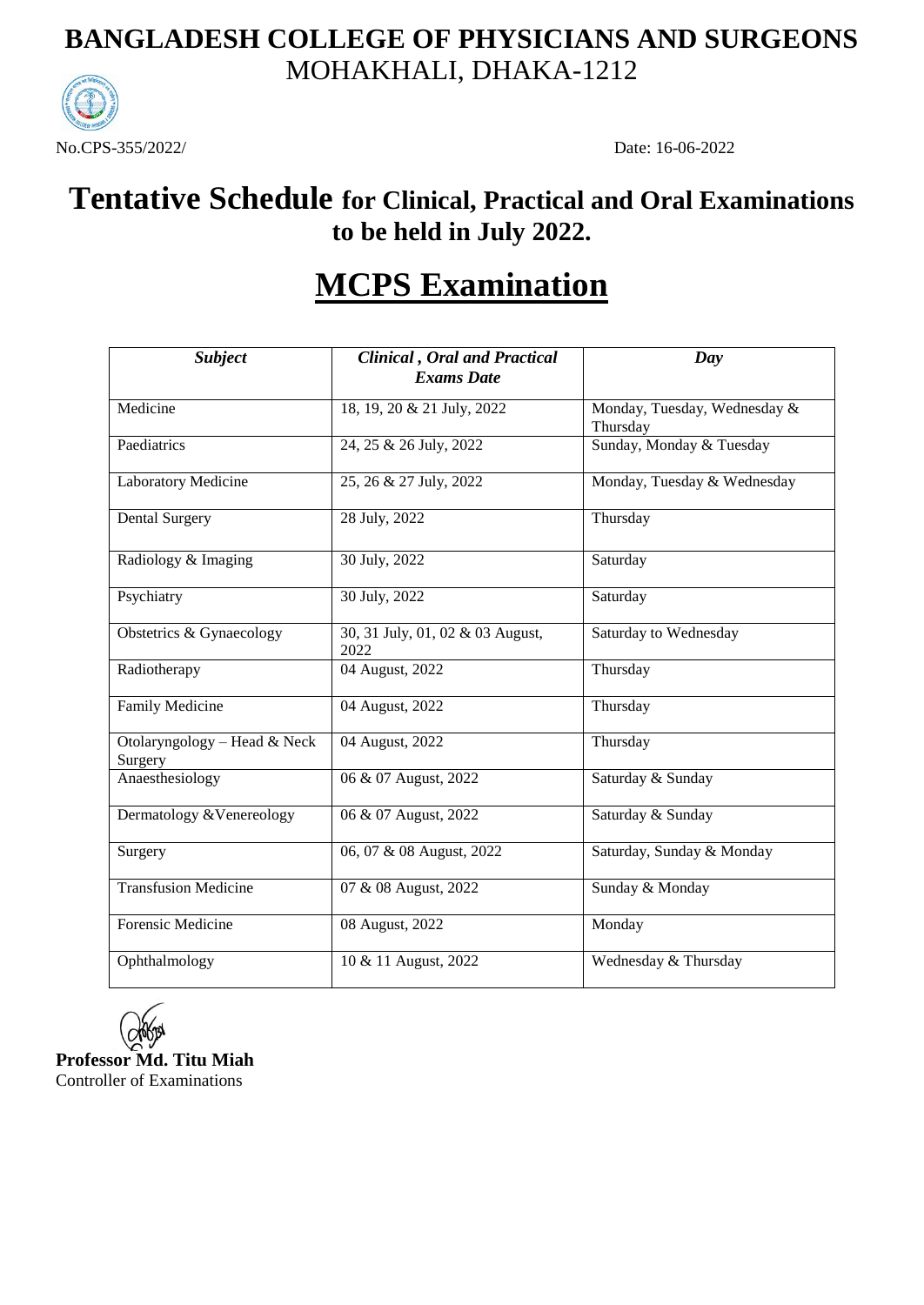# BANGLADESH COLLEGE OF PHYSICIANS AND SURGEONS
MOHAKHALI, DHAKA-1212

No.CPS-355/2022/ Date: 16-06-2022

## Tentative Schedule for Clinical, Practical and Oral Examinations to be held in July 2022.

## MCPS Examination

| *Subject* | *Clinical , Oral and Practical Exams Date* | *Day* |
|---|---|---|
| Medicine | 18, 19, 20 & 21 July, 2022 | Monday, Tuesday, Wednesday & Thursday |
| Paediatrics | 24, 25 & 26 July, 2022 | Sunday, Monday & Tuesday |
| Laboratory Medicine | 25, 26 & 27 July, 2022 | Monday, Tuesday & Wednesday |
| Dental Surgery | 28 July, 2022 | Thursday |
| Radiology & Imaging | 30 July, 2022 | Saturday |
| Psychiatry | 30 July, 2022 | Saturday |
| Obstetrics & Gynaecology | 30, 31 July, 01, 02 & 03 August, 2022 | Saturday to Wednesday |
| Radiotherapy | 04 August, 2022 | Thursday |
| Family Medicine | 04 August, 2022 | Thursday |
| Otolaryngology – Head & Neck Surgery | 04 August, 2022 | Thursday |
| Anaesthesiology | 06 & 07 August, 2022 | Saturday & Sunday |
| Dermatology &Venereology | 06 & 07 August, 2022 | Saturday & Sunday |
| Surgery | 06, 07 & 08 August, 2022 | Saturday, Sunday & Monday |
| Transfusion Medicine | 07 & 08 August, 2022 | Sunday & Monday |
| Forensic Medicine | 08 August, 2022 | Monday |
| Ophthalmology | 10 & 11 August, 2022 | Wednesday & Thursday |

**Professor Md. Titu Miah**
Controller of Examinations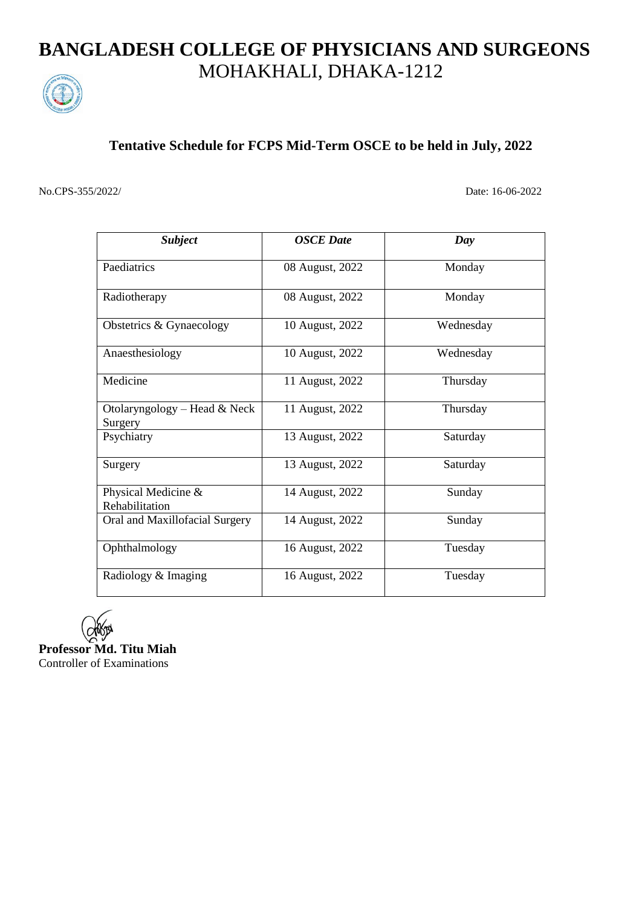# BANGLADESH COLLEGE OF PHYSICIANS AND SURGEONS

MOHAKHALI, DHAKA-1212

## Tentative Schedule for FCPS Mid-Term OSCE to be held in July, 2022

No.CPS-355/2022/ Date: 16-06-2022

| *Subject* | *OSCE Date* | *Day* |
|---|---|---|
| Paediatrics | 08 August, 2022 | Monday |
| Radiotherapy | 08 August, 2022 | Monday |
| Obstetrics & Gynaecology | 10 August, 2022 | Wednesday |
| Anaesthesiology | 10 August, 2022 | Wednesday |
| Medicine | 11 August, 2022 | Thursday |
| Otolaryngology – Head & Neck Surgery | 11 August, 2022 | Thursday |
| Psychiatry | 13 August, 2022 | Saturday |
| Surgery | 13 August, 2022 | Saturday |
| Physical Medicine & Rehabilitation | 14 August, 2022 | Sunday |
| Oral and Maxillofacial Surgery | 14 August, 2022 | Sunday |
| Ophthalmology | 16 August, 2022 | Tuesday |
| Radiology & Imaging | 16 August, 2022 | Tuesday |

**Professor Md. Titu Miah**
Controller of Examinations